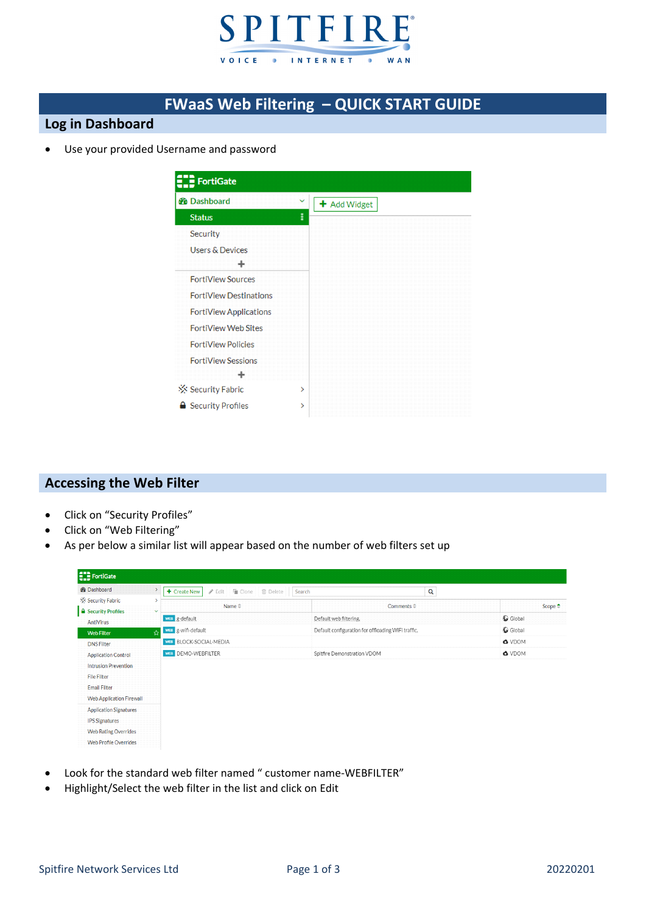# FWaaS Web Filtering – QUICK START GUIDE

## Log in Dashboard

- Use your provided Username and password

## Accessing the Web Filter

- Click on "Security Profiles"
- Click on "Web Filtering"
- As per below a similar list will appear based on the number of web filters set up

- Look for the standard web filter named " customer name-WEBFILTER"
- Highlight/Select the web filter in the list and click on Edit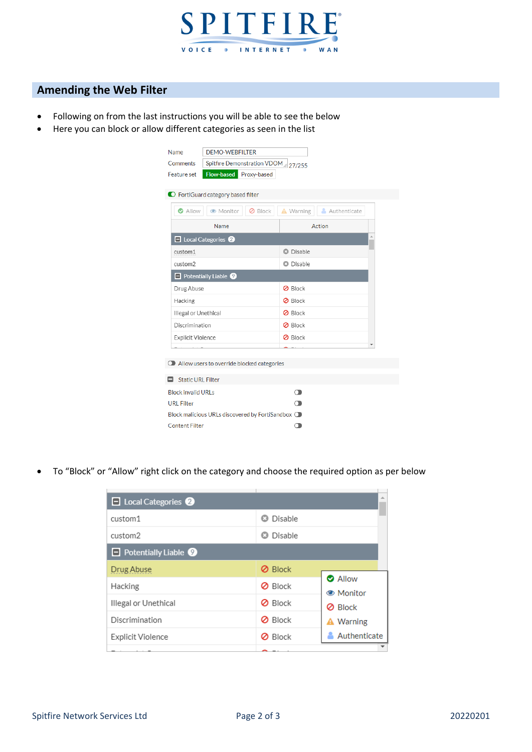## Amending the Web Filter

- Following on from the last instructions you will be able to see the below
- Here you can block or allow different categories as seen in the list

- To "Block" or "Allow" right click on the category and choose the required option as per below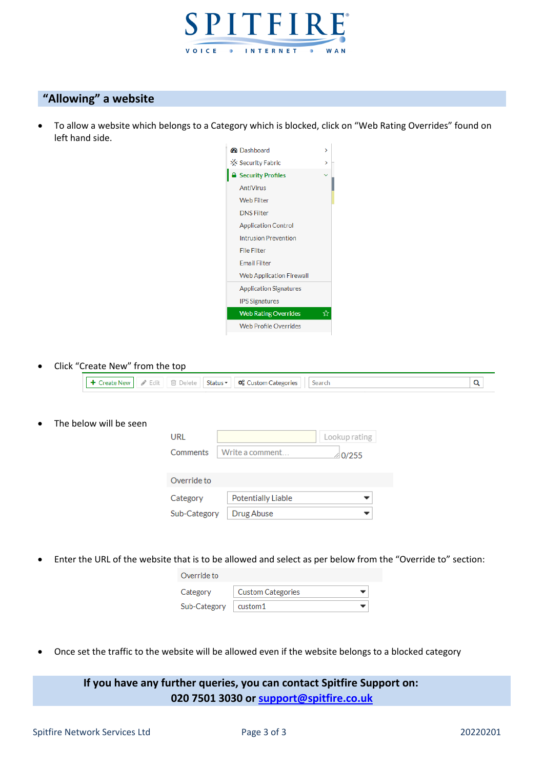## "Allowing" a website

- To allow a website which belongs to a Category which is blocked, click on "Web Rating Overrides" found on left hand side.

Dashboard
Security Fabric
Security Profiles
AntiVirus
Web Filter
DNS Filter
Application Control
Intrusion Prevention
File Filter
Email Filter
Web Application Firewall
Application Signatures
IPS Signatures
Web Rating Overrides
Web Profile Overrides

- Click "Create New" from the top

+ Create New | Edit | Delete | Status | Custom Categories | Search

- The below will be seen

URL | Lookup rating
Comments | Write a comment... 0/255

Override to
Category: Potentially Liable
Sub-Category: Drug Abuse

- Enter the URL of the website that is to be allowed and select as per below from the "Override to" section:

Override to
Category: Custom Categories
Sub-Category: custom1

- Once set the traffic to the website will be allowed even if the website belongs to a blocked category

**If you have any further queries, you can contact Spitfire Support on:**
**020 7501 3030 or [support@spitfire.co.uk](mailto:support@spitfire.co.uk)**